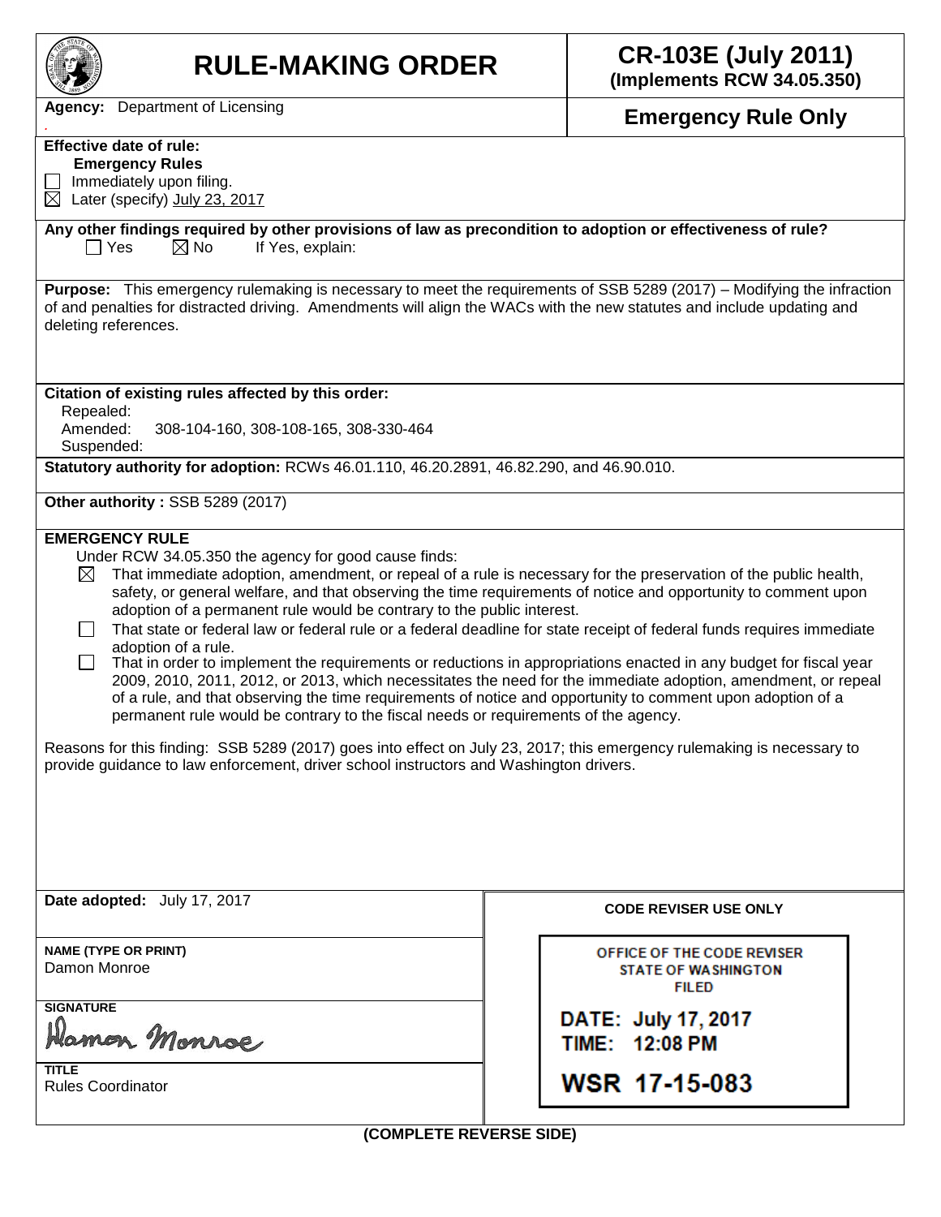# RULE-MAKING ORDER

**CR-103E (July 2011)**
**(Implements RCW 34.05.350)**

**Agency:** Department of Licensing

**Emergency Rule Only**

**Effective date of rule:**
**Emergency Rules**

☐ Immediately upon filing.
☒ Later (specify) July 23, 2017

**Any other findings required by other provisions of law as precondition to adoption or effectiveness of rule?**
☐ Yes ☒ No If Yes, explain:

**Purpose:** This emergency rulemaking is necessary to meet the requirements of SSB 5289 (2017) – Modifying the infraction of and penalties for distracted driving. Amendments will align the WACs with the new statutes and include updating and deleting references.

**Citation of existing rules affected by this order:**
Repealed:
Amended: 308-104-160, 308-108-165, 308-330-464
Suspended:

**Statutory authority for adoption:** RCWs 46.01.110, 46.20.2891, 46.82.290, and 46.90.010.

**Other authority :** SSB 5289 (2017)

**EMERGENCY RULE**

Under RCW 34.05.350 the agency for good cause finds:

☒ That immediate adoption, amendment, or repeal of a rule is necessary for the preservation of the public health, safety, or general welfare, and that observing the time requirements of notice and opportunity to comment upon adoption of a permanent rule would be contrary to the public interest.

☐ That state or federal law or federal rule or a federal deadline for state receipt of federal funds requires immediate adoption of a rule.

☐ That in order to implement the requirements or reductions in appropriations enacted in any budget for fiscal year 2009, 2010, 2011, 2012, or 2013, which necessitates the need for the immediate adoption, amendment, or repeal of a rule, and that observing the time requirements of notice and opportunity to comment upon adoption of a permanent rule would be contrary to the fiscal needs or requirements of the agency.

Reasons for this finding: SSB 5289 (2017) goes into effect on July 23, 2017; this emergency rulemaking is necessary to provide guidance to law enforcement, driver school instructors and Washington drivers.

**Date adopted:** July 17, 2017

**NAME (TYPE OR PRINT)**
Damon Monroe

**SIGNATURE**
Damon Monroe

**TITLE**
Rules Coordinator

**CODE REVISER USE ONLY**

OFFICE OF THE CODE REVISER
STATE OF WASHINGTON
FILED

DATE: July 17, 2017
TIME: 12:08 PM

WSR 17-15-083

**(COMPLETE REVERSE SIDE)**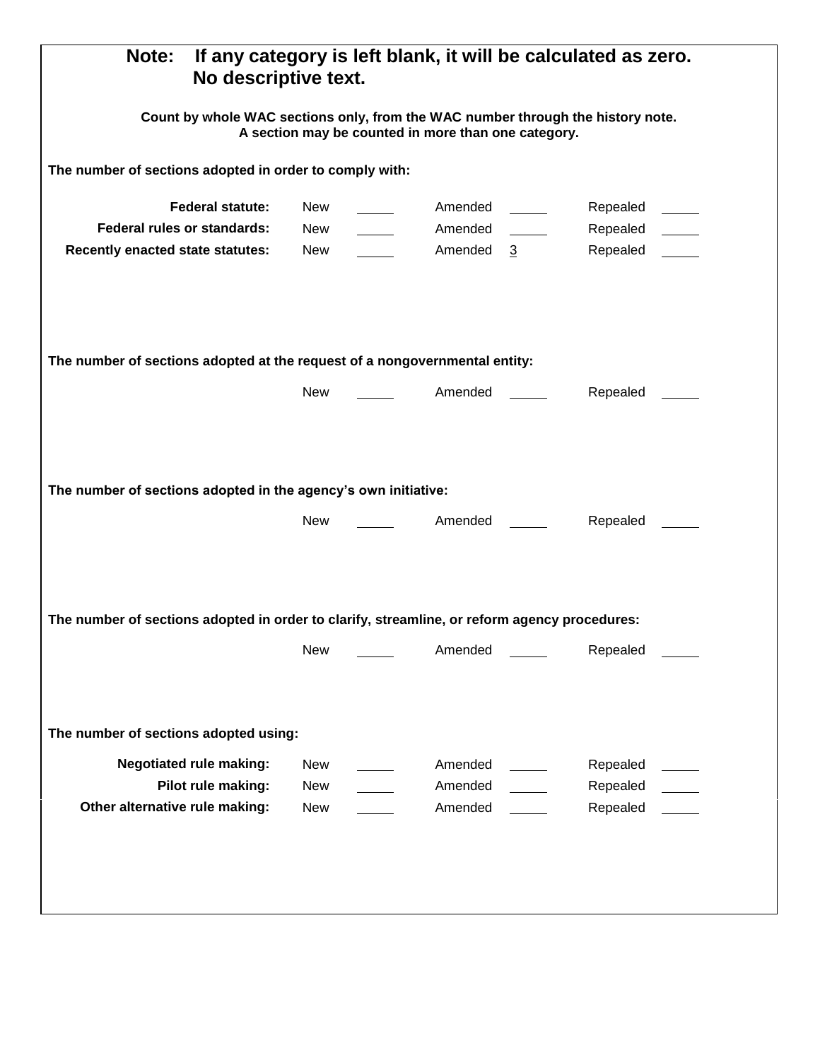**Note: If any category is left blank, it will be calculated as zero. No descriptive text.**

**Count by whole WAC sections only, from the WAC number through the history note. A section may be counted in more than one category.**

**The number of sections adopted in order to comply with:**

| | | | | | | |
|---|---|---|---|---|---|---|
| **Federal statute:** | New | | Amended | | Repealed | |
| **Federal rules or standards:** | New | | Amended | | Repealed | |
| **Recently enacted state statutes:** | New | | Amended | 3 | Repealed | |

**The number of sections adopted at the request of a nongovernmental entity:**

| | | | | | |
|---|---|---|---|---|---|
| New | | Amended | | Repealed | |

**The number of sections adopted in the agency's own initiative:**

| | | | | | |
|---|---|---|---|---|---|
| New | | Amended | | Repealed | |

**The number of sections adopted in order to clarify, streamline, or reform agency procedures:**

| | | | | | |
|---|---|---|---|---|---|
| New | | Amended | | Repealed | |

**The number of sections adopted using:**

| | | | | | | |
|---|---|---|---|---|---|---|
| **Negotiated rule making:** | New | | Amended | | Repealed | |
| **Pilot rule making:** | New | | Amended | | Repealed | |
| **Other alternative rule making:** | New | | Amended | | Repealed | |